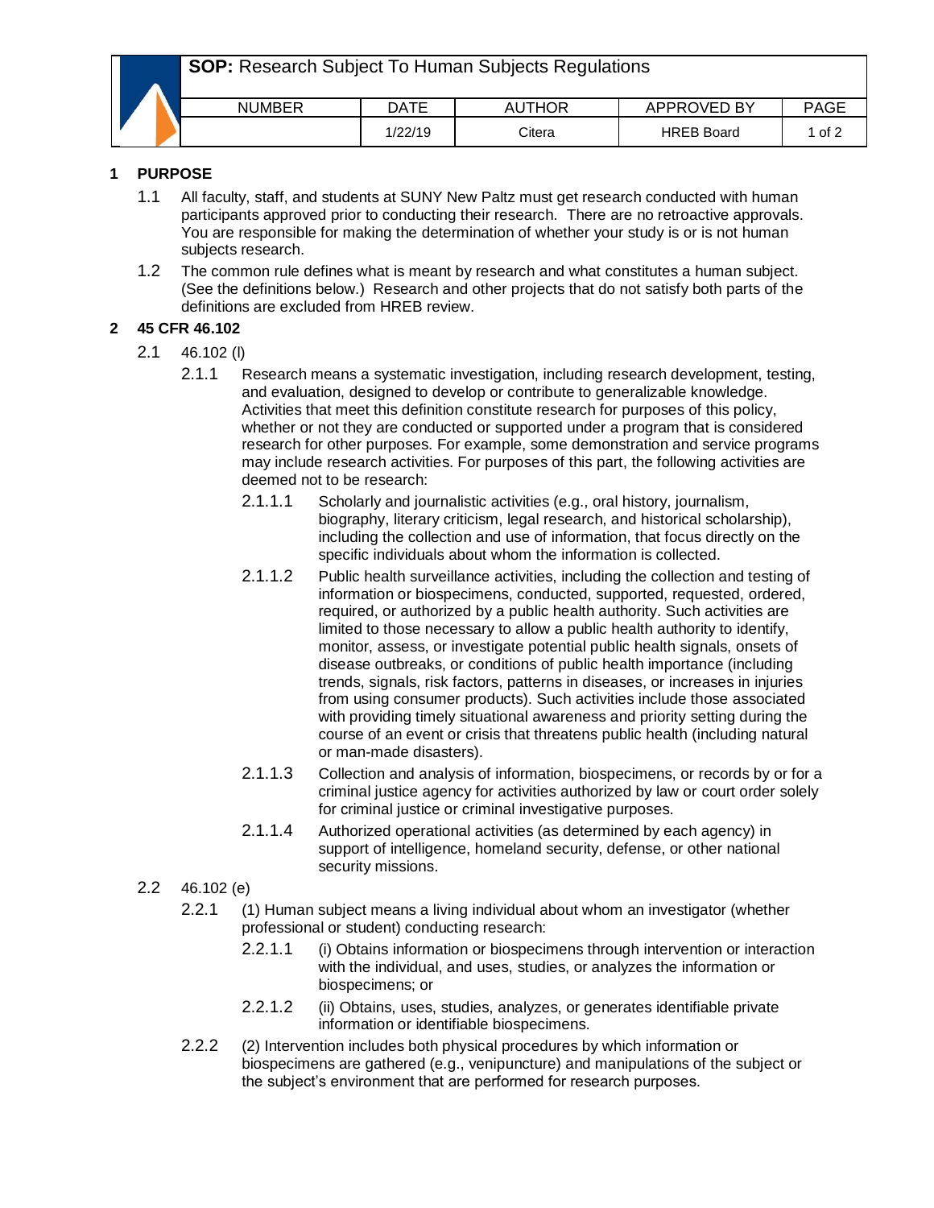| **SOP:** Research Subject To Human Subjects Regulations | | | | |
|---|---|---|---|---|
| NUMBER | DATE | AUTHOR | APPROVED BY | PAGE |
| | 1/22/19 | Citera | HREB Board | 1 of 2 |

## 1 PURPOSE

1.1 All faculty, staff, and students at SUNY New Paltz must get research conducted with human participants approved prior to conducting their research. There are no retroactive approvals. You are responsible for making the determination of whether your study is or is not human subjects research.

1.2 The common rule defines what is meant by research and what constitutes a human subject. (See the definitions below.) Research and other projects that do not satisfy both parts of the definitions are excluded from HREB review.

## 2 45 CFR 46.102

2.1 46.102 (l)

2.1.1 Research means a systematic investigation, including research development, testing, and evaluation, designed to develop or contribute to generalizable knowledge. Activities that meet this definition constitute research for purposes of this policy, whether or not they are conducted or supported under a program that is considered research for other purposes. For example, some demonstration and service programs may include research activities. For purposes of this part, the following activities are deemed not to be research:

2.1.1.1 Scholarly and journalistic activities (e.g., oral history, journalism, biography, literary criticism, legal research, and historical scholarship), including the collection and use of information, that focus directly on the specific individuals about whom the information is collected.

2.1.1.2 Public health surveillance activities, including the collection and testing of information or biospecimens, conducted, supported, requested, ordered, required, or authorized by a public health authority. Such activities are limited to those necessary to allow a public health authority to identify, monitor, assess, or investigate potential public health signals, onsets of disease outbreaks, or conditions of public health importance (including trends, signals, risk factors, patterns in diseases, or increases in injuries from using consumer products). Such activities include those associated with providing timely situational awareness and priority setting during the course of an event or crisis that threatens public health (including natural or man-made disasters).

2.1.1.3 Collection and analysis of information, biospecimens, or records by or for a criminal justice agency for activities authorized by law or court order solely for criminal justice or criminal investigative purposes.

2.1.1.4 Authorized operational activities (as determined by each agency) in support of intelligence, homeland security, defense, or other national security missions.

2.2 46.102 (e)

2.2.1 (1) Human subject means a living individual about whom an investigator (whether professional or student) conducting research:

2.2.1.1 (i) Obtains information or biospecimens through intervention or interaction with the individual, and uses, studies, or analyzes the information or biospecimens; or

2.2.1.2 (ii) Obtains, uses, studies, analyzes, or generates identifiable private information or identifiable biospecimens.

2.2.2 (2) Intervention includes both physical procedures by which information or biospecimens are gathered (e.g., venipuncture) and manipulations of the subject or the subject's environment that are performed for research purposes.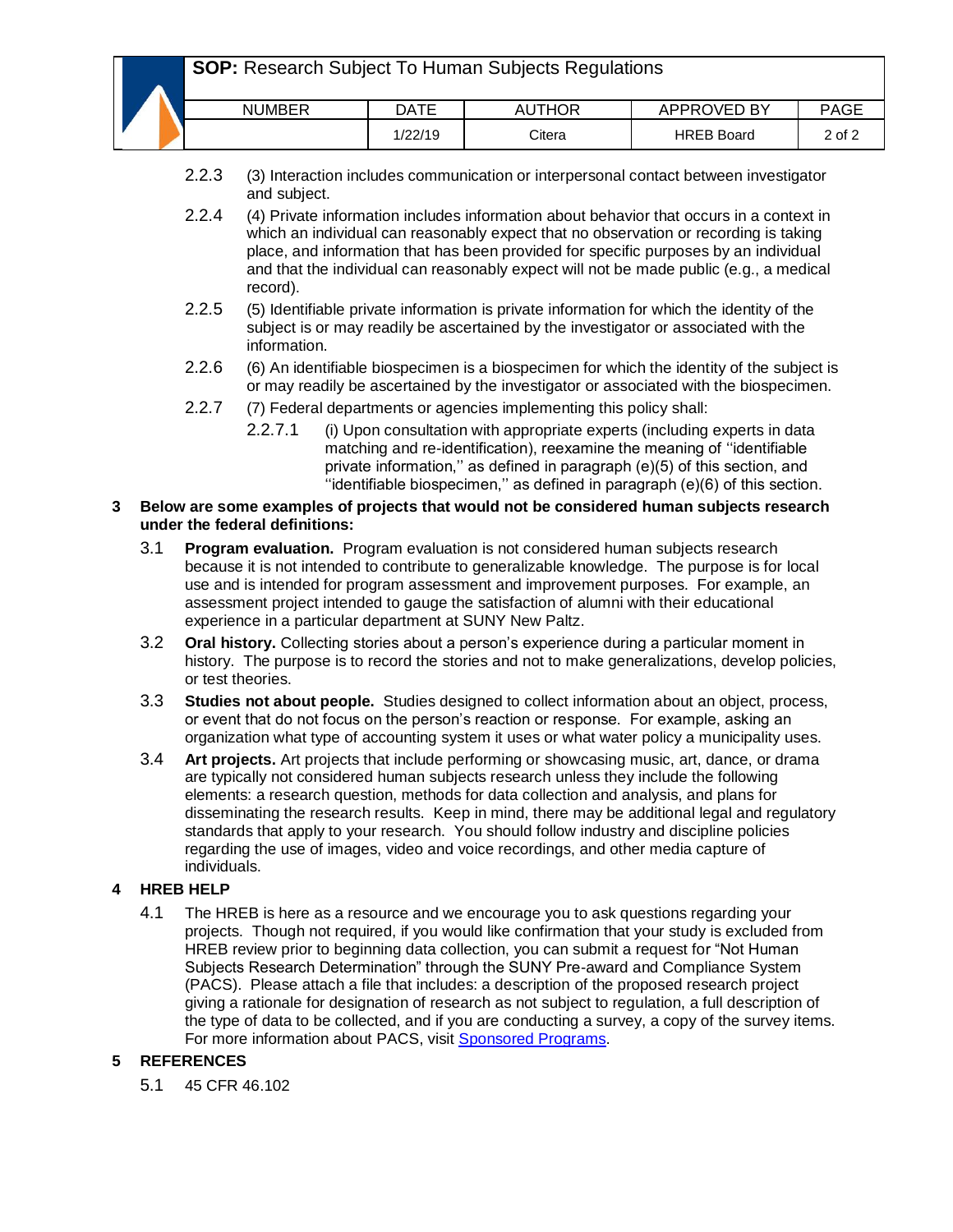2.2.3 (3) Interaction includes communication or interpersonal contact between investigator and subject.

2.2.4 (4) Private information includes information about behavior that occurs in a context in which an individual can reasonably expect that no observation or recording is taking place, and information that has been provided for specific purposes by an individual and that the individual can reasonably expect will not be made public (e.g., a medical record).

2.2.5 (5) Identifiable private information is private information for which the identity of the subject is or may readily be ascertained by the investigator or associated with the information.

2.2.6 (6) An identifiable biospecimen is a biospecimen for which the identity of the subject is or may readily be ascertained by the investigator or associated with the biospecimen.

2.2.7 (7) Federal departments or agencies implementing this policy shall:

2.2.7.1 (i) Upon consultation with appropriate experts (including experts in data matching and re-identification), reexamine the meaning of ''identifiable private information,'' as defined in paragraph (e)(5) of this section, and ''identifiable biospecimen,'' as defined in paragraph (e)(6) of this section.

## 3 Below are some examples of projects that would not be considered human subjects research under the federal definitions:

3.1 **Program evaluation.** Program evaluation is not considered human subjects research because it is not intended to contribute to generalizable knowledge. The purpose is for local use and is intended for program assessment and improvement purposes. For example, an assessment project intended to gauge the satisfaction of alumni with their educational experience in a particular department at SUNY New Paltz.

3.2 **Oral history.** Collecting stories about a person's experience during a particular moment in history. The purpose is to record the stories and not to make generalizations, develop policies, or test theories.

3.3 **Studies not about people.** Studies designed to collect information about an object, process, or event that do not focus on the person's reaction or response. For example, asking an organization what type of accounting system it uses or what water policy a municipality uses.

3.4 **Art projects.** Art projects that include performing or showcasing music, art, dance, or drama are typically not considered human subjects research unless they include the following elements: a research question, methods for data collection and analysis, and plans for disseminating the research results. Keep in mind, there may be additional legal and regulatory standards that apply to your research. You should follow industry and discipline policies regarding the use of images, video and voice recordings, and other media capture of individuals.

## 4 HREB HELP

4.1 The HREB is here as a resource and we encourage you to ask questions regarding your projects. Though not required, if you would like confirmation that your study is excluded from HREB review prior to beginning data collection, you can submit a request for "Not Human Subjects Research Determination" through the SUNY Pre-award and Compliance System (PACS). Please attach a file that includes: a description of the proposed research project giving a rationale for designation of research as not subject to regulation, a full description of the type of data to be collected, and if you are conducting a survey, a copy of the survey items. For more information about PACS, visit Sponsored Programs.

## 5 REFERENCES

5.1 45 CFR 46.102